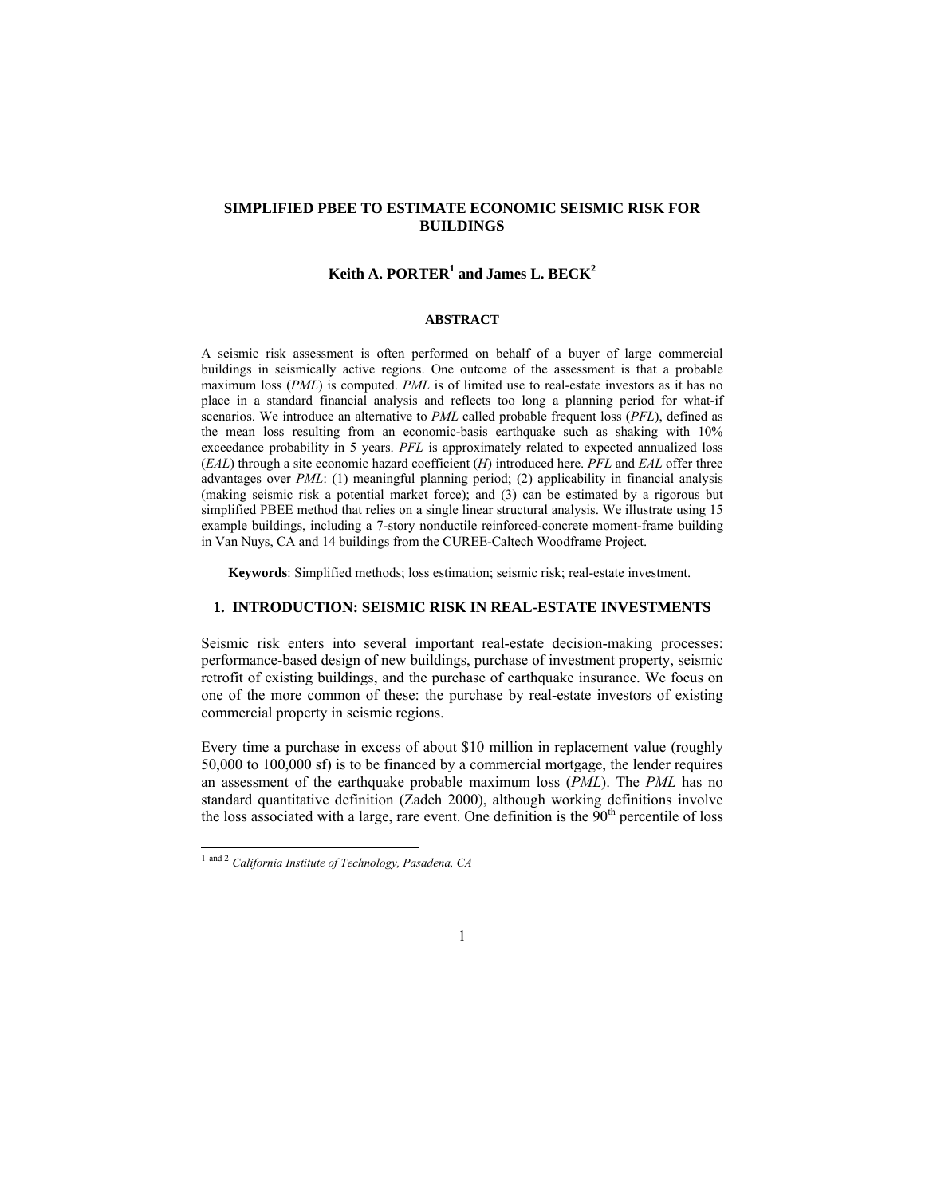# SIMPLIFIED PBEE TO ESTIMATE ECONOMIC SEISMIC RISK FOR BUILDINGS

**Keith A. PORTER[1] and James L. BECK[2]**

## ABSTRACT

A seismic risk assessment is often performed on behalf of a buyer of large commercial buildings in seismically active regions. One outcome of the assessment is that a probable maximum loss (*PML*) is computed. *PML* is of limited use to real-estate investors as it has no place in a standard financial analysis and reflects too long a planning period for what-if scenarios. We introduce an alternative to *PML* called probable frequent loss (*PFL*), defined as the mean loss resulting from an economic-basis earthquake such as shaking with 10% exceedance probability in 5 years. *PFL* is approximately related to expected annualized loss (*EAL*) through a site economic hazard coefficient (*H*) introduced here. *PFL* and *EAL* offer three advantages over *PML*: (1) meaningful planning period; (2) applicability in financial analysis (making seismic risk a potential market force); and (3) can be estimated by a rigorous but simplified PBEE method that relies on a single linear structural analysis. We illustrate using 15 example buildings, including a 7-story nonductile reinforced-concrete moment-frame building in Van Nuys, CA and 14 buildings from the CUREE-Caltech Woodframe Project.

**Keywords**: Simplified methods; loss estimation; seismic risk; real-estate investment.

## 1. INTRODUCTION: SEISMIC RISK IN REAL-ESTATE INVESTMENTS

Seismic risk enters into several important real-estate decision-making processes: performance-based design of new buildings, purchase of investment property, seismic retrofit of existing buildings, and the purchase of earthquake insurance. We focus on one of the more common of these: the purchase by real-estate investors of existing commercial property in seismic regions.

Every time a purchase in excess of about \$10 million in replacement value (roughly 50,000 to 100,000 sf) is to be financed by a commercial mortgage, the lender requires an assessment of the earthquake probable maximum loss (*PML*). The *PML* has no standard quantitative definition (Zadeh 2000), although working definitions involve the loss associated with a large, rare event. One definition is the 90th percentile of loss

[1] and [2] *California Institute of Technology, Pasadena, CA*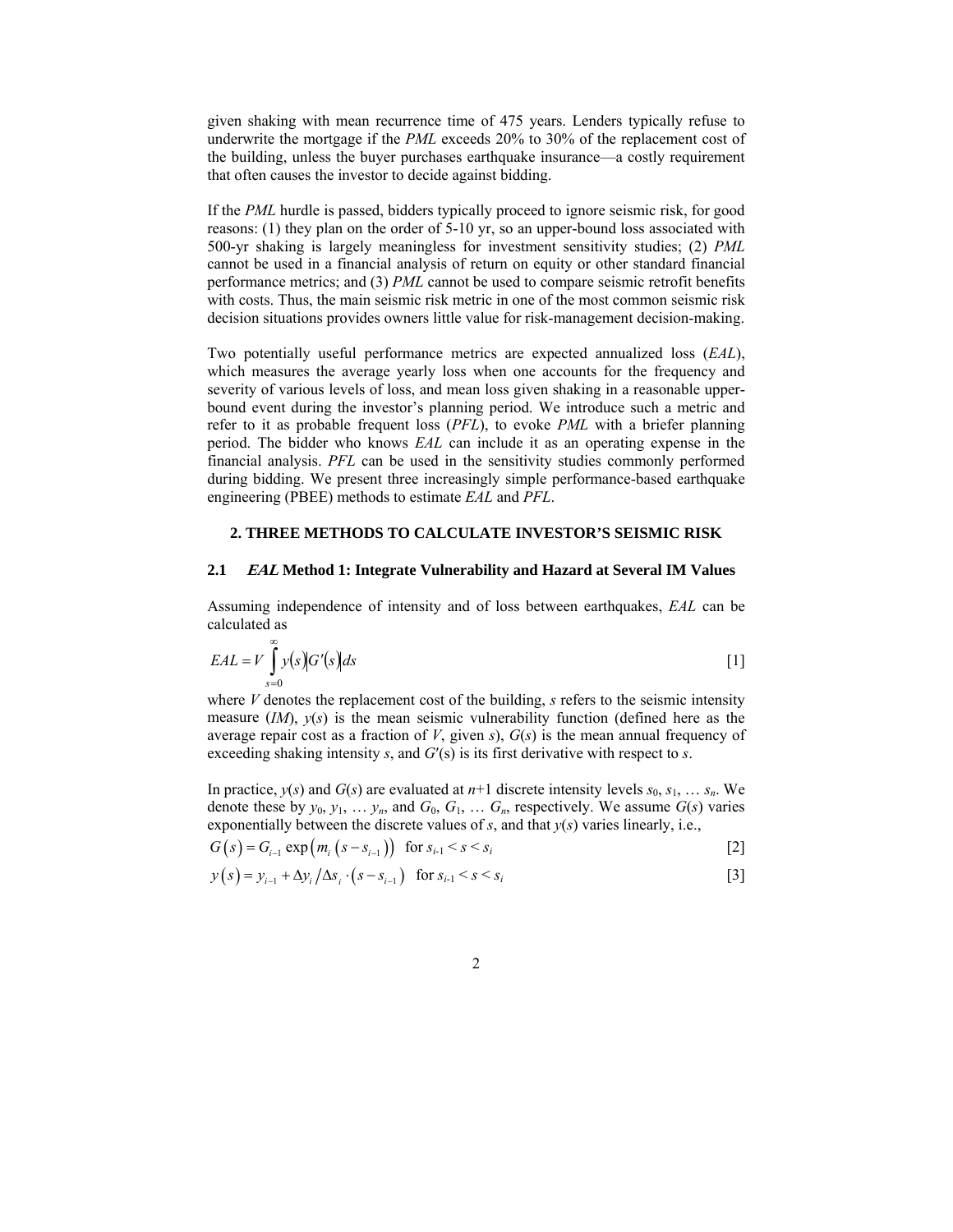given shaking with mean recurrence time of 475 years. Lenders typically refuse to underwrite the mortgage if the *PML* exceeds 20% to 30% of the replacement cost of the building, unless the buyer purchases earthquake insurance—a costly requirement that often causes the investor to decide against bidding.

If the *PML* hurdle is passed, bidders typically proceed to ignore seismic risk, for good reasons: (1) they plan on the order of 5-10 yr, so an upper-bound loss associated with 500-yr shaking is largely meaningless for investment sensitivity studies; (2) *PML* cannot be used in a financial analysis of return on equity or other standard financial performance metrics; and (3) *PML* cannot be used to compare seismic retrofit benefits with costs. Thus, the main seismic risk metric in one of the most common seismic risk decision situations provides owners little value for risk-management decision-making.

Two potentially useful performance metrics are expected annualized loss (*EAL*), which measures the average yearly loss when one accounts for the frequency and severity of various levels of loss, and mean loss given shaking in a reasonable upper-bound event during the investor's planning period. We introduce such a metric and refer to it as probable frequent loss (*PFL*), to evoke *PML* with a briefer planning period. The bidder who knows *EAL* can include it as an operating expense in the financial analysis. *PFL* can be used in the sensitivity studies commonly performed during bidding. We present three increasingly simple performance-based earthquake engineering (PBEE) methods to estimate *EAL* and *PFL*.

## 2. THREE METHODS TO CALCULATE INVESTOR'S SEISMIC RISK

### 2.1 *EAL* Method 1: Integrate Vulnerability and Hazard at Several IM Values

Assuming independence of intensity and of loss between earthquakes, *EAL* can be calculated as

$$EAL = V \int_{s=0}^{\infty} y(s) \left| G'(s) \right| ds \qquad [1]$$

where $V$ denotes the replacement cost of the building, $s$ refers to the seismic intensity measure (*IM*), $y(s)$ is the mean seismic vulnerability function (defined here as the average repair cost as a fraction of $V$, given $s$), $G(s)$ is the mean annual frequency of exceeding shaking intensity $s$, and $G'(s)$ is its first derivative with respect to $s$.

In practice, $y(s)$ and $G(s)$ are evaluated at $n$+1 discrete intensity levels $s_0, s_1, \ldots s_n$. We denote these by $y_0, y_1, \ldots y_n$, and $G_0, G_1, \ldots G_n$, respectively. We assume $G(s)$ varies exponentially between the discrete values of $s$, and that $y(s)$ varies linearly, i.e.,

$$G(s) = G_{i-1} \exp\left(m_i \left(s - s_{i-1}\right)\right) \quad \text{for } s_{i-1} < s < s_i \qquad [2]$$

$$y(s) = y_{i-1} + \Delta y_i / \Delta s_i \cdot \left(s - s_{i-1}\right) \quad \text{for } s_{i-1} < s < s_i \qquad [3]$$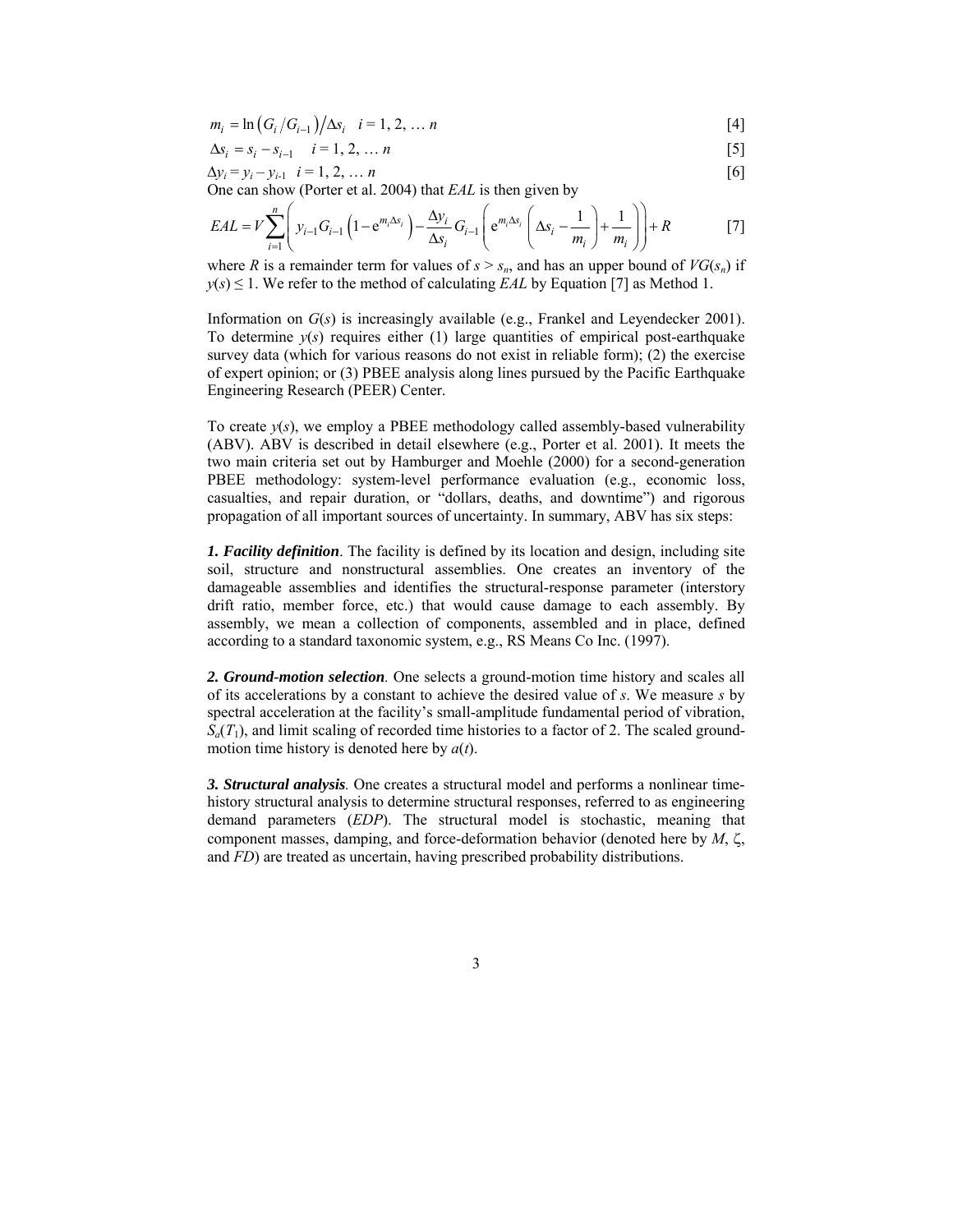$$m_i = \ln\left(G_i / G_{i-1}\right) \big/ \Delta s_i \quad i = 1, 2, \ldots n \qquad [4]$$

$$\Delta s_i = s_i - s_{i-1} \quad i = 1, 2, \ldots n \qquad [5]$$

$$\Delta y_i = y_i - y_{i\text{-}1} \quad i = 1, 2, \ldots n \qquad [6]$$

One can show (Porter et al. 2004) that *EAL* is then given by

$$EAL = V \sum_{i=1}^{n} \left( y_{i-1} G_{i-1} \left(1 - \mathrm{e}^{m_i \Delta s_i}\right) - \frac{\Delta y_i}{\Delta s_i} G_{i-1} \left( \mathrm{e}^{m_i \Delta s_i} \left( \Delta s_i - \frac{1}{m_i} \right) + \frac{1}{m_i} \right) \right) + R \qquad [7]$$

where $R$ is a remainder term for values of $s > s_n$, and has an upper bound of $VG(s_n)$ if $y(s) \leq 1$. We refer to the method of calculating *EAL* by Equation [7] as Method 1.

Information on $G(s)$ is increasingly available (e.g., Frankel and Leyendecker 2001). To determine $y(s)$ requires either (1) large quantities of empirical post-earthquake survey data (which for various reasons do not exist in reliable form); (2) the exercise of expert opinion; or (3) PBEE analysis along lines pursued by the Pacific Earthquake Engineering Research (PEER) Center.

To create $y(s)$, we employ a PBEE methodology called assembly-based vulnerability (ABV). ABV is described in detail elsewhere (e.g., Porter et al. 2001). It meets the two main criteria set out by Hamburger and Moehle (2000) for a second-generation PBEE methodology: system-level performance evaluation (e.g., economic loss, casualties, and repair duration, or "dollars, deaths, and downtime") and rigorous propagation of all important sources of uncertainty. In summary, ABV has six steps:

***1. Facility definition***. The facility is defined by its location and design, including site soil, structure and nonstructural assemblies. One creates an inventory of the damageable assemblies and identifies the structural-response parameter (interstory drift ratio, member force, etc.) that would cause damage to each assembly. By assembly, we mean a collection of components, assembled and in place, defined according to a standard taxonomic system, e.g., RS Means Co Inc. (1997).

***2. Ground-motion selection***. One selects a ground-motion time history and scales all of its accelerations by a constant to achieve the desired value of $s$. We measure $s$ by spectral acceleration at the facility's small-amplitude fundamental period of vibration, $S_a(T_1)$, and limit scaling of recorded time histories to a factor of 2. The scaled ground-motion time history is denoted here by $a(t)$.

***3. Structural analysis***. One creates a structural model and performs a nonlinear time-history structural analysis to determine structural responses, referred to as engineering demand parameters (*EDP*). The structural model is stochastic, meaning that component masses, damping, and force-deformation behavior (denoted here by $M$, $\zeta$, and *FD*) are treated as uncertain, having prescribed probability distributions.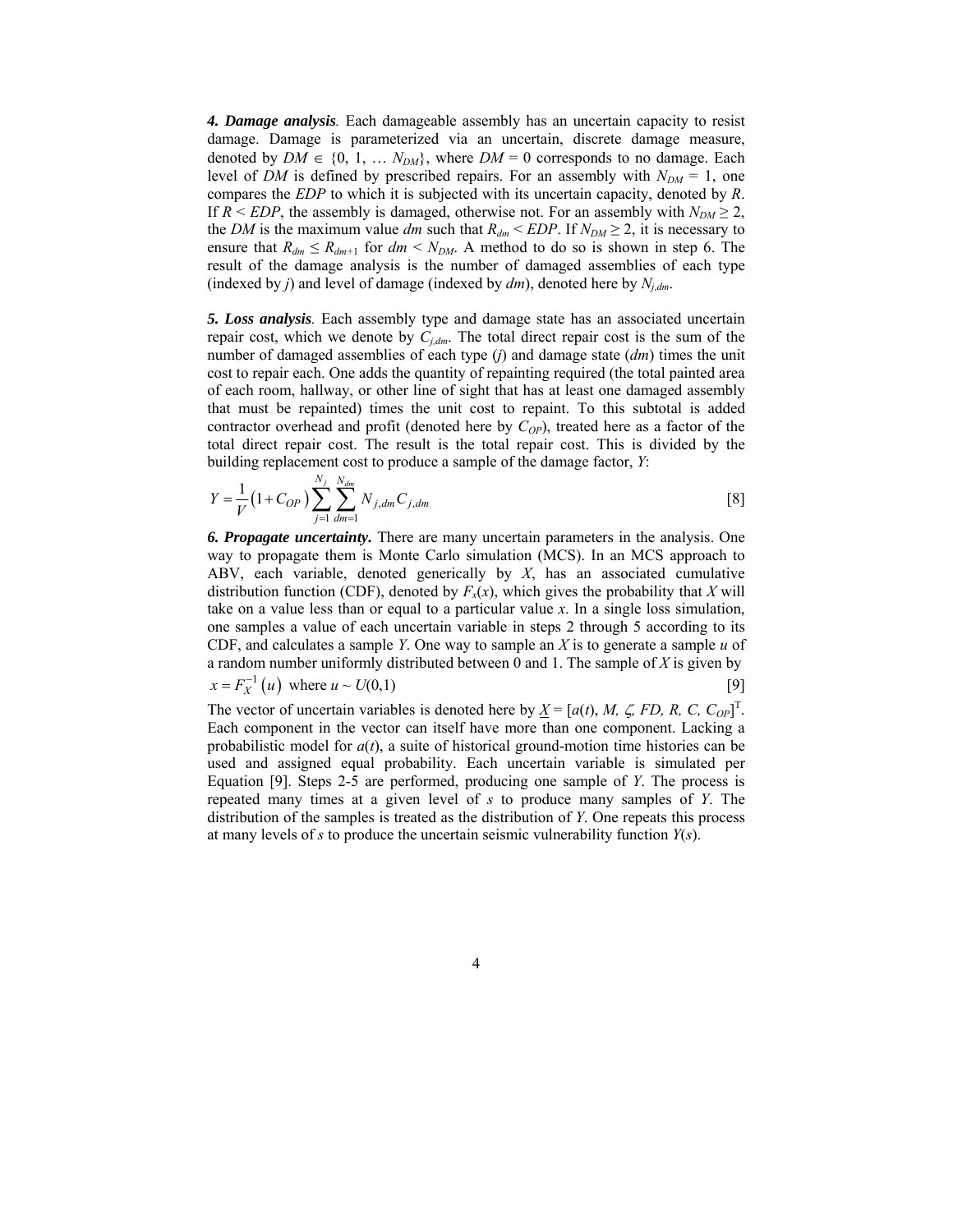***4. Damage analysis**.* Each damageable assembly has an uncertain capacity to resist damage. Damage is parameterized via an uncertain, discrete damage measure, denoted by $DM \in \{0, 1, \ldots N_{DM}\}$, where $DM = 0$ corresponds to no damage. Each level of $DM$ is defined by prescribed repairs. For an assembly with $N_{DM} = 1$, one compares the $EDP$ to which it is subjected with its uncertain capacity, denoted by $R$. If $R < EDP$, the assembly is damaged, otherwise not. For an assembly with $N_{DM} \geq 2$, the $DM$ is the maximum value $dm$ such that $R_{dm} < EDP$. If $N_{DM} \geq 2$, it is necessary to ensure that $R_{dm} \leq R_{dm+1}$ for $dm < N_{DM}$. A method to do so is shown in step 6. The result of the damage analysis is the number of damaged assemblies of each type (indexed by $j$) and level of damage (indexed by $dm$), denoted here by $N_{j,dm}$.

***5. Loss analysis**.* Each assembly type and damage state has an associated uncertain repair cost, which we denote by $C_{j,dm}$. The total direct repair cost is the sum of the number of damaged assemblies of each type ($j$) and damage state ($dm$) times the unit cost to repair each. One adds the quantity of repainting required (the total painted area of each room, hallway, or other line of sight that has at least one damaged assembly that must be repainted) times the unit cost to repaint. To this subtotal is added contractor overhead and profit (denoted here by $C_{OP}$), treated here as a factor of the total direct repair cost. The result is the total repair cost. This is divided by the building replacement cost to produce a sample of the damage factor, $Y$:

$$Y = \frac{1}{V}\left(1 + C_{OP}\right)\sum_{j=1}^{N_j}\sum_{dm=1}^{N_{dm}} N_{j,dm} C_{j,dm} \qquad [8]$$

***6. Propagate uncertainty.*** There are many uncertain parameters in the analysis. One way to propagate them is Monte Carlo simulation (MCS). In an MCS approach to ABV, each variable, denoted generically by $X$, has an associated cumulative distribution function (CDF), denoted by $F_x(x)$, which gives the probability that $X$ will take on a value less than or equal to a particular value $x$. In a single loss simulation, one samples a value of each uncertain variable in steps 2 through 5 according to its CDF, and calculates a sample $Y$. One way to sample an $X$ is to generate a sample $u$ of a random number uniformly distributed between 0 and 1. The sample of $X$ is given by

$$x = F_X^{-1}\left(u\right) \text{ where } u \sim U(0,1) \qquad [9]$$

The vector of uncertain variables is denoted here by $\underline{X} = [a(t), M, \zeta, FD, R, C, C_{OP}]^T$. Each component in the vector can itself have more than one component. Lacking a probabilistic model for $a(t)$, a suite of historical ground-motion time histories can be used and assigned equal probability. Each uncertain variable is simulated per Equation [9]. Steps 2-5 are performed, producing one sample of $Y$. The process is repeated many times at a given level of $s$ to produce many samples of $Y$. The distribution of the samples is treated as the distribution of $Y$. One repeats this process at many levels of $s$ to produce the uncertain seismic vulnerability function $Y(s)$.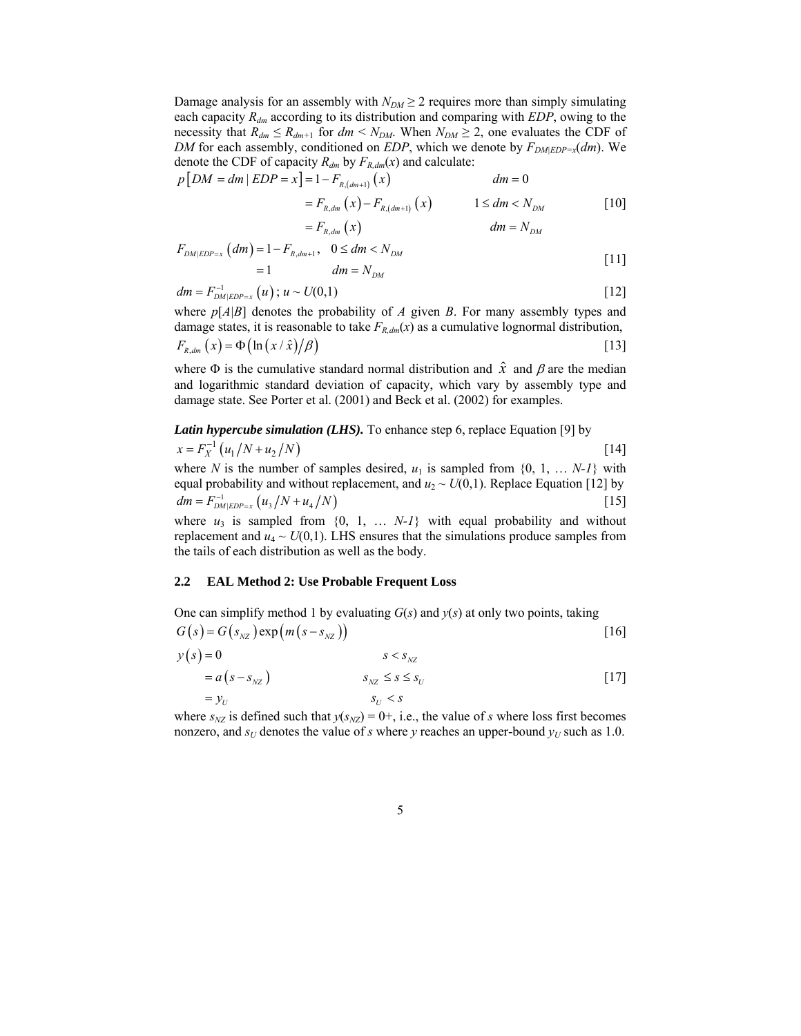Damage analysis for an assembly with $N_{DM} \geq 2$ requires more than simply simulating each capacity $R_{dm}$ according to its distribution and comparing with *EDP*, owing to the necessity that $R_{dm} \leq R_{dm+1}$ for $dm < N_{DM}$. When $N_{DM} \geq 2$, one evaluates the CDF of *DM* for each assembly, conditioned on *EDP*, which we denote by $F_{DM|EDP=x}(dm)$. We denote the CDF of capacity $R_{dm}$ by $F_{R,dm}(x)$ and calculate:

$$
\begin{aligned}
p\left[DM = dm \mid EDP = x\right] &= 1 - F_{R,(dm+1)}(x) && dm = 0 \\
&= F_{R,dm}(x) - F_{R,(dm+1)}(x) && 1 \leq dm < N_{DM} \\
&= F_{R,dm}(x) && dm = N_{DM}
\end{aligned} \qquad [10]
$$

$$
\begin{aligned}
F_{DM|EDP=x}(dm) &= 1 - F_{R,dm+1}, \quad 0 \leq dm < N_{DM} \\
&= 1 \qquad\qquad\quad dm = N_{DM}
\end{aligned} \qquad [11]
$$

$$
dm = F^{-1}_{DM|EDP=x}(u)\,;\; u \sim U(0,1) \qquad [12]
$$

where $p[A|B]$ denotes the probability of *A* given *B*. For many assembly types and damage states, it is reasonable to take $F_{R,dm}(x)$ as a cumulative lognormal distribution,

$$
F_{R,dm}(x) = \Phi\left(\ln\left(x/\hat{x}\right)/\beta\right) \qquad [13]
$$

where $\Phi$ is the cumulative standard normal distribution and $\hat{x}$ and $\beta$ are the median and logarithmic standard deviation of capacity, which vary by assembly type and damage state. See Porter et al. (2001) and Beck et al. (2002) for examples.

***Latin hypercube simulation (LHS).*** To enhance step 6, replace Equation [9] by

$$
x = F_X^{-1}\left(u_1/N + u_2/N\right) \qquad [14]
$$

where $N$ is the number of samples desired, $u_1$ is sampled from {0, 1, … *N-1*} with equal probability and without replacement, and $u_2 \sim U(0,1)$. Replace Equation [12] by

$$
dm = F^{-1}_{DM|EDP=x}\left(u_3/N + u_4/N\right) \qquad [15]
$$

where $u_3$ is sampled from {0, 1, … *N-1*} with equal probability and without replacement and $u_4 \sim U(0,1)$. LHS ensures that the simulations produce samples from the tails of each distribution as well as the body.

### 2.2 EAL Method 2: Use Probable Frequent Loss

One can simplify method 1 by evaluating $G(s)$ and $y(s)$ at only two points, taking

$$
G(s) = G(s_{NZ})\exp\left(m\left(s - s_{NZ}\right)\right) \qquad [16]
$$

$$
\begin{aligned}
y(s) &= 0 && s < s_{NZ} \\
&= a\left(s - s_{NZ}\right) && s_{NZ} \leq s \leq s_U \\
&= y_U && s_U < s
\end{aligned} \qquad [17]
$$

where $s_{NZ}$ is defined such that $y(s_{NZ}) = 0+$, i.e., the value of $s$ where loss first becomes nonzero, and $s_U$ denotes the value of $s$ where $y$ reaches an upper-bound $y_U$ such as 1.0.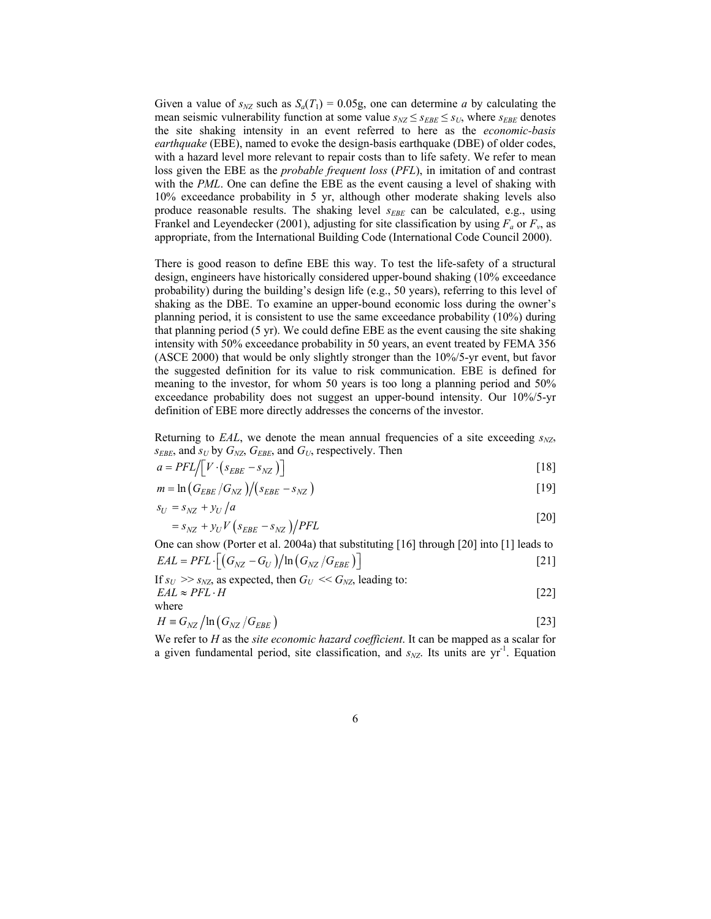Given a value of $s_{NZ}$ such as $S_a(T_1) = 0.05$g, one can determine $a$ by calculating the mean seismic vulnerability function at some value $s_{NZ} \leq s_{EBE} \leq s_U$, where $s_{EBE}$ denotes the site shaking intensity in an event referred to here as the *economic-basis earthquake* (EBE), named to evoke the design-basis earthquake (DBE) of older codes, with a hazard level more relevant to repair costs than to life safety. We refer to mean loss given the EBE as the *probable frequent loss* (*PFL*), in imitation of and contrast with the *PML*. One can define the EBE as the event causing a level of shaking with 10% exceedance probability in 5 yr, although other moderate shaking levels also produce reasonable results. The shaking level $s_{EBE}$ can be calculated, e.g., using Frankel and Leyendecker (2001), adjusting for site classification by using $F_a$ or $F_v$, as appropriate, from the International Building Code (International Code Council 2000).

There is good reason to define EBE this way. To test the life-safety of a structural design, engineers have historically considered upper-bound shaking (10% exceedance probability) during the building's design life (e.g., 50 years), referring to this level of shaking as the DBE. To examine an upper-bound economic loss during the owner's planning period, it is consistent to use the same exceedance probability (10%) during that planning period (5 yr). We could define EBE as the event causing the site shaking intensity with 50% exceedance probability in 50 years, an event treated by FEMA 356 (ASCE 2000) that would be only slightly stronger than the 10%/5-yr event, but favor the suggested definition for its value to risk communication. EBE is defined for meaning to the investor, for whom 50 years is too long a planning period and 50% exceedance probability does not suggest an upper-bound intensity. Our 10%/5-yr definition of EBE more directly addresses the concerns of the investor.

Returning to *EAL*, we denote the mean annual frequencies of a site exceeding $s_{NZ}$, $s_{EBE}$, and $s_U$ by $G_{NZ}$, $G_{EBE}$, and $G_U$, respectively. Then

$$a = PFL \Big/ \left[ V \cdot \left( s_{EBE} - s_{NZ} \right) \right] \qquad [18]$$

$$m = \ln\left( G_{EBE} / G_{NZ} \right) \Big/ \left( s_{EBE} - s_{NZ} \right) \qquad [19]$$

$$\begin{aligned} s_U &= s_{NZ} + y_U / a \\ &= s_{NZ} + y_U V \left( s_{EBE} - s_{NZ} \right) / PFL \end{aligned} \qquad [20]$$

One can show (Porter et al. 2004a) that substituting [16] through [20] into [1] leads to

$$EAL = PFL \cdot \left[ \left( G_{NZ} - G_U \right) \Big/ \ln\left( G_{NZ} / G_{EBE} \right) \right] \qquad [21]$$

If $s_U >> s_{NZ}$, as expected, then $G_U << G_{NZ}$, leading to:

$$EAL \approx PFL \cdot H \qquad [22]$$

where

$$H \equiv G_{NZ} \Big/ \ln\left( G_{NZ} / G_{EBE} \right) \qquad [23]$$

We refer to $H$ as the *site economic hazard coefficient*. It can be mapped as a scalar for a given fundamental period, site classification, and $s_{NZ}$. Its units are $\text{yr}^{-1}$. Equation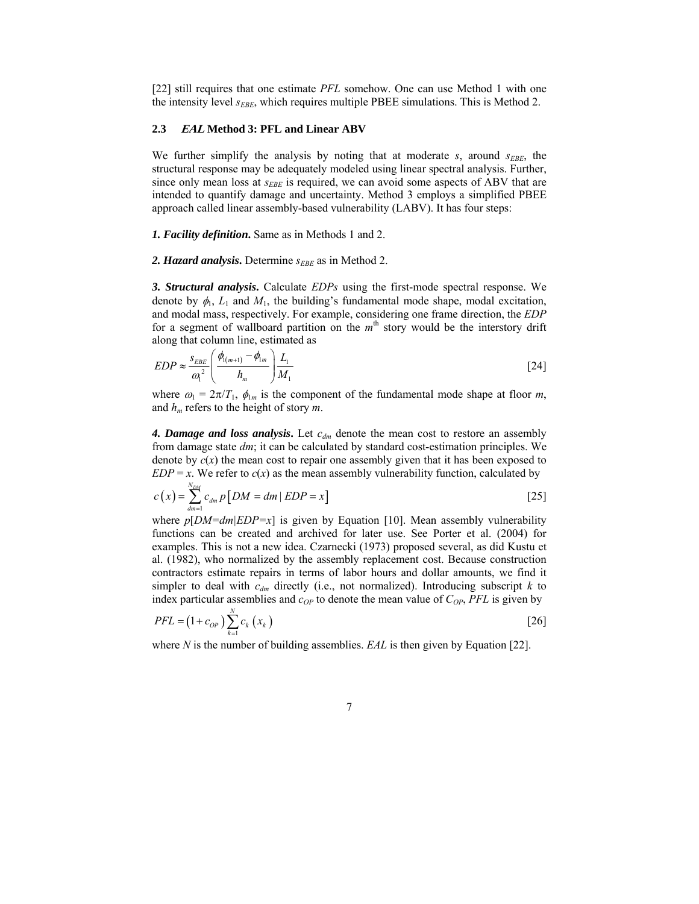[22] still requires that one estimate *PFL* somehow. One can use Method 1 with one the intensity level $s_{EBE}$, which requires multiple PBEE simulations. This is Method 2.

### 2.3 *EAL* Method 3: PFL and Linear ABV

We further simplify the analysis by noting that at moderate $s$, around $s_{EBE}$, the structural response may be adequately modeled using linear spectral analysis. Further, since only mean loss at $s_{EBE}$ is required, we can avoid some aspects of ABV that are intended to quantify damage and uncertainty. Method 3 employs a simplified PBEE approach called linear assembly-based vulnerability (LABV). It has four steps:

***1. Facility definition.*** Same as in Methods 1 and 2.

***2. Hazard analysis.*** Determine $s_{EBE}$ as in Method 2.

***3. Structural analysis.*** Calculate *EDPs* using the first-mode spectral response. We denote by $\phi_1$, $L_1$ and $M_1$, the building's fundamental mode shape, modal excitation, and modal mass, respectively. For example, considering one frame direction, the *EDP* for a segment of wallboard partition on the $m^{\text{th}}$ story would be the interstory drift along that column line, estimated as

$$EDP \approx \frac{s_{EBE}}{\omega_1^2}\left(\frac{\phi_{1(m+1)} - \phi_{1m}}{h_m}\right)\frac{L_1}{M_1} \tag{24}$$

where $\omega_1 = 2\pi/T_1$, $\phi_{1m}$ is the component of the fundamental mode shape at floor $m$, and $h_m$ refers to the height of story $m$.

***4. Damage and loss analysis.*** Let $c_{dm}$ denote the mean cost to restore an assembly from damage state $dm$; it can be calculated by standard cost-estimation principles. We denote by $c(x)$ the mean cost to repair one assembly given that it has been exposed to $EDP = x$. We refer to $c(x)$ as the mean assembly vulnerability function, calculated by

$$c\left(x\right) = \sum_{dm=1}^{N_{DM}} c_{dm}\, p\left[DM = dm \mid EDP = x\right] \tag{25}$$

where $p[DM=dm|EDP=x]$ is given by Equation [10]. Mean assembly vulnerability functions can be created and archived for later use. See Porter et al. (2004) for examples. This is not a new idea. Czarnecki (1973) proposed several, as did Kustu et al. (1982), who normalized by the assembly replacement cost. Because construction contractors estimate repairs in terms of labor hours and dollar amounts, we find it simpler to deal with $c_{dm}$ directly (i.e., not normalized). Introducing subscript $k$ to index particular assemblies and $c_{OP}$ to denote the mean value of $C_{OP}$, *PFL* is given by

$$PFL = \left(1 + c_{OP}\right)\sum_{k=1}^{N} c_k\left(x_k\right) \tag{26}$$

where $N$ is the number of building assemblies. *EAL* is then given by Equation [22].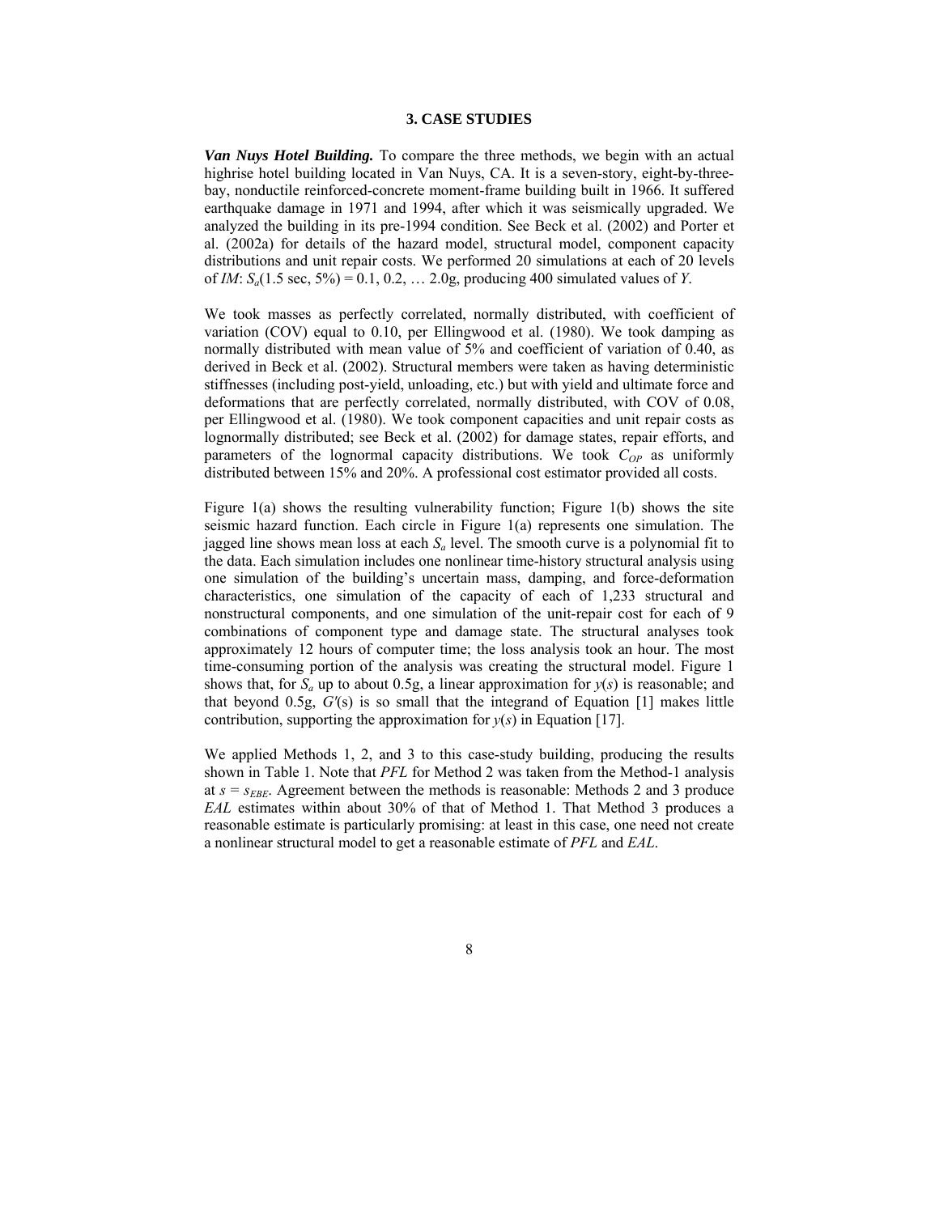## 3. CASE STUDIES

***Van Nuys Hotel Building.*** To compare the three methods, we begin with an actual highrise hotel building located in Van Nuys, CA. It is a seven-story, eight-by-three-bay, nonductile reinforced-concrete moment-frame building built in 1966. It suffered earthquake damage in 1971 and 1994, after which it was seismically upgraded. We analyzed the building in its pre-1994 condition. See Beck et al. (2002) and Porter et al. (2002a) for details of the hazard model, structural model, component capacity distributions and unit repair costs. We performed 20 simulations at each of 20 levels of *IM*: $S_a(1.5 \text{ sec}, 5\%) = 0.1, 0.2, \ldots 2.0g$, producing 400 simulated values of $Y$.

We took masses as perfectly correlated, normally distributed, with coefficient of variation (COV) equal to 0.10, per Ellingwood et al. (1980). We took damping as normally distributed with mean value of 5% and coefficient of variation of 0.40, as derived in Beck et al. (2002). Structural members were taken as having deterministic stiffnesses (including post-yield, unloading, etc.) but with yield and ultimate force and deformations that are perfectly correlated, normally distributed, with COV of 0.08, per Ellingwood et al. (1980). We took component capacities and unit repair costs as lognormally distributed; see Beck et al. (2002) for damage states, repair efforts, and parameters of the lognormal capacity distributions. We took $C_{OP}$ as uniformly distributed between 15% and 20%. A professional cost estimator provided all costs.

Figure 1(a) shows the resulting vulnerability function; Figure 1(b) shows the site seismic hazard function. Each circle in Figure 1(a) represents one simulation. The jagged line shows mean loss at each $S_a$ level. The smooth curve is a polynomial fit to the data. Each simulation includes one nonlinear time-history structural analysis using one simulation of the building's uncertain mass, damping, and force-deformation characteristics, one simulation of the capacity of each of 1,233 structural and nonstructural components, and one simulation of the unit-repair cost for each of 9 combinations of component type and damage state. The structural analyses took approximately 12 hours of computer time; the loss analysis took an hour. The most time-consuming portion of the analysis was creating the structural model. Figure 1 shows that, for $S_a$ up to about 0.5g, a linear approximation for $y(s)$ is reasonable; and that beyond 0.5g, $G'(s)$ is so small that the integrand of Equation [1] makes little contribution, supporting the approximation for $y(s)$ in Equation [17].

We applied Methods 1, 2, and 3 to this case-study building, producing the results shown in Table 1. Note that *PFL* for Method 2 was taken from the Method-1 analysis at $s = s_{EBE}$. Agreement between the methods is reasonable: Methods 2 and 3 produce *EAL* estimates within about 30% of that of Method 1. That Method 3 produces a reasonable estimate is particularly promising: at least in this case, one need not create a nonlinear structural model to get a reasonable estimate of *PFL* and *EAL*.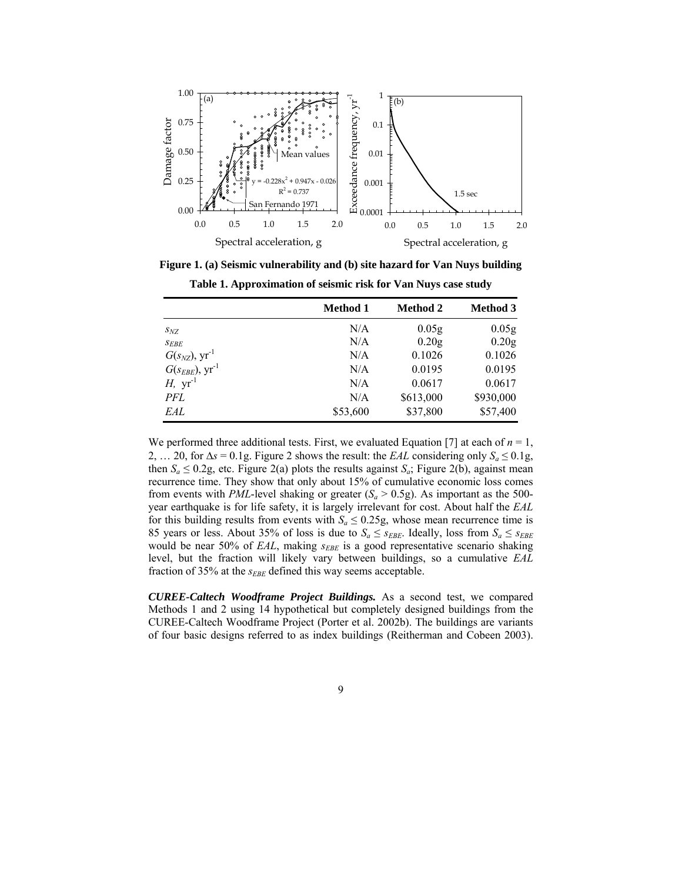**Figure 1. (a) Seismic vulnerability and (b) site hazard for Van Nuys building**

**Table 1. Approximation of seismic risk for Van Nuys case study**

| | **Method 1** | **Method 2** | **Method 3** |
|---|---|---|---|
| $s_{NZ}$ | N/A | 0.05g | 0.05g |
| $s_{EBE}$ | N/A | 0.20g | 0.20g |
| $G(s_{NZ})$, $\text{yr}^{-1}$ | N/A | 0.1026 | 0.1026 |
| $G(s_{EBE})$, $\text{yr}^{-1}$ | N/A | 0.0195 | 0.0195 |
| $H$, $\text{yr}^{-1}$ | N/A | 0.0617 | 0.0617 |
| *PFL* | N/A | \$613,000 | \$930,000 |
| *EAL* | \$53,600 | \$37,800 | \$57,400 |

We performed three additional tests. First, we evaluated Equation [7] at each of $n = 1, 2, \ldots 20$, for $\Delta s = 0.1$g. Figure 2 shows the result: the *EAL* considering only $S_a \leq 0.1$g, then $S_a \leq 0.2$g, etc. Figure 2(a) plots the results against $S_a$; Figure 2(b), against mean recurrence time. They show that only about 15% of cumulative economic loss comes from events with *PML*-level shaking or greater ($S_a > 0.5$g). As important as the 500-year earthquake is for life safety, it is largely irrelevant for cost. About half the *EAL* for this building results from events with $S_a \leq 0.25$g, whose mean recurrence time is 85 years or less. About 35% of loss is due to $S_a \leq s_{EBE}$. Ideally, loss from $S_a \leq s_{EBE}$ would be near 50% of *EAL*, making $s_{EBE}$ is a good representative scenario shaking level, but the fraction will likely vary between buildings, so a cumulative *EAL* fraction of 35% at the $s_{EBE}$ defined this way seems acceptable.

***CUREE-Caltech Woodframe Project Buildings.*** As a second test, we compared Methods 1 and 2 using 14 hypothetical but completely designed buildings from the CUREE-Caltech Woodframe Project (Porter et al. 2002b). The buildings are variants of four basic designs referred to as index buildings (Reitherman and Cobeen 2003).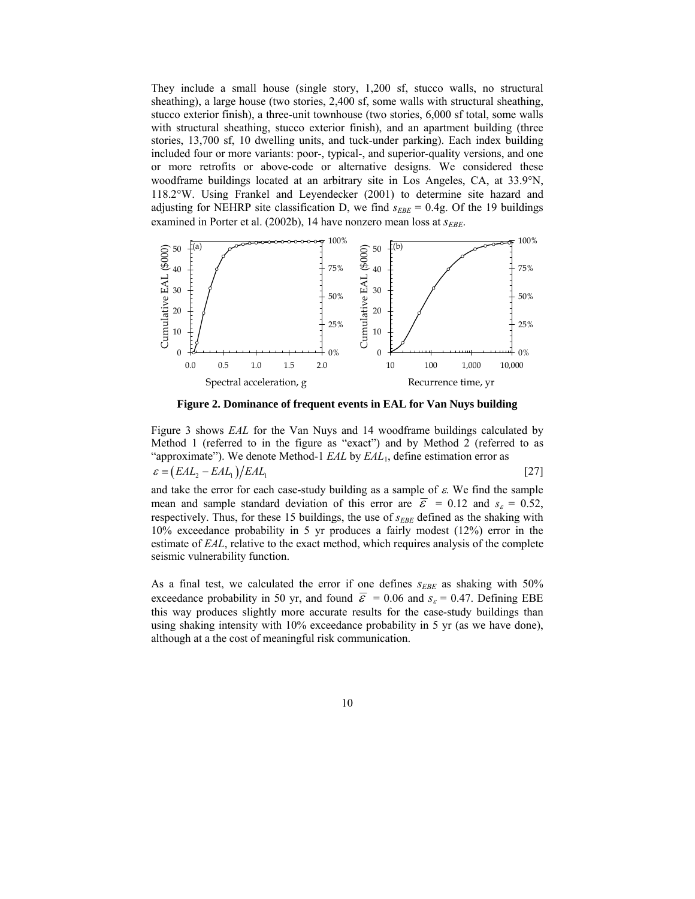They include a small house (single story, 1,200 sf, stucco walls, no structural sheathing), a large house (two stories, 2,400 sf, some walls with structural sheathing, stucco exterior finish), a three-unit townhouse (two stories, 6,000 sf total, some walls with structural sheathing, stucco exterior finish), and an apartment building (three stories, 13,700 sf, 10 dwelling units, and tuck-under parking). Each index building included four or more variants: poor-, typical-, and superior-quality versions, and one or more retrofits or above-code or alternative designs. We considered these woodframe buildings located at an arbitrary site in Los Angeles, CA, at 33.9°N, 118.2°W. Using Frankel and Leyendecker (2001) to determine site hazard and adjusting for NEHRP site classification D, we find $s_{EBE}$ = 0.4g. Of the 19 buildings examined in Porter et al. (2002b), 14 have nonzero mean loss at $s_{EBE}$.

**Figure 2. Dominance of frequent events in EAL for Van Nuys building**

Figure 3 shows *EAL* for the Van Nuys and 14 woodframe buildings calculated by Method 1 (referred to in the figure as "exact") and by Method 2 (referred to as "approximate"). We denote Method-1 *EAL* by $EAL_1$, define estimation error as

$$\varepsilon \equiv \left(EAL_2 - EAL_1\right) / EAL_1 \qquad [27]$$

and take the error for each case-study building as a sample of $\varepsilon$. We find the sample mean and sample standard deviation of this error are $\overline{\varepsilon}$ = 0.12 and $s_\varepsilon$ = 0.52, respectively. Thus, for these 15 buildings, the use of $s_{EBE}$ defined as the shaking with 10% exceedance probability in 5 yr produces a fairly modest (12%) error in the estimate of *EAL*, relative to the exact method, which requires analysis of the complete seismic vulnerability function.

As a final test, we calculated the error if one defines $s_{EBE}$ as shaking with 50% exceedance probability in 50 yr, and found $\overline{\varepsilon}$ = 0.06 and $s_\varepsilon$ = 0.47. Defining EBE this way produces slightly more accurate results for the case-study buildings than using shaking intensity with 10% exceedance probability in 5 yr (as we have done), although at a the cost of meaningful risk communication.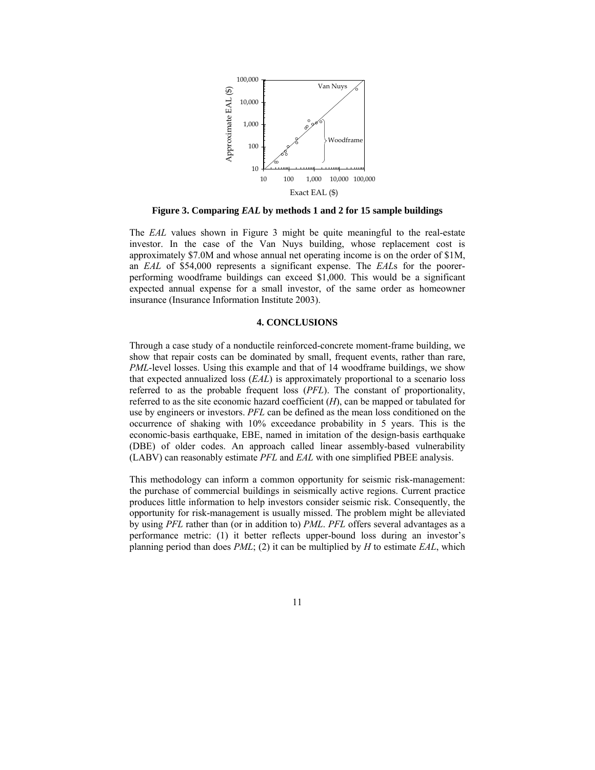**Figure 3. Comparing *EAL* by methods 1 and 2 for 15 sample buildings**

The *EAL* values shown in Figure 3 might be quite meaningful to the real-estate investor. In the case of the Van Nuys building, whose replacement cost is approximately \$7.0M and whose annual net operating income is on the order of \$1M, an *EAL* of \$54,000 represents a significant expense. The *EAL*s for the poorer-performing woodframe buildings can exceed \$1,000. This would be a significant expected annual expense for a small investor, of the same order as homeowner insurance (Insurance Information Institute 2003).

## 4. CONCLUSIONS

Through a case study of a nonductile reinforced-concrete moment-frame building, we show that repair costs can be dominated by small, frequent events, rather than rare, *PML*-level losses. Using this example and that of 14 woodframe buildings, we show that expected annualized loss (*EAL*) is approximately proportional to a scenario loss referred to as the probable frequent loss (*PFL*). The constant of proportionality, referred to as the site economic hazard coefficient (*H*), can be mapped or tabulated for use by engineers or investors. *PFL* can be defined as the mean loss conditioned on the occurrence of shaking with 10% exceedance probability in 5 years. This is the economic-basis earthquake, EBE, named in imitation of the design-basis earthquake (DBE) of older codes. An approach called linear assembly-based vulnerability (LABV) can reasonably estimate *PFL* and *EAL* with one simplified PBEE analysis.

This methodology can inform a common opportunity for seismic risk-management: the purchase of commercial buildings in seismically active regions. Current practice produces little information to help investors consider seismic risk. Consequently, the opportunity for risk-management is usually missed. The problem might be alleviated by using *PFL* rather than (or in addition to) *PML*. *PFL* offers several advantages as a performance metric: (1) it better reflects upper-bound loss during an investor's planning period than does *PML*; (2) it can be multiplied by *H* to estimate *EAL*, which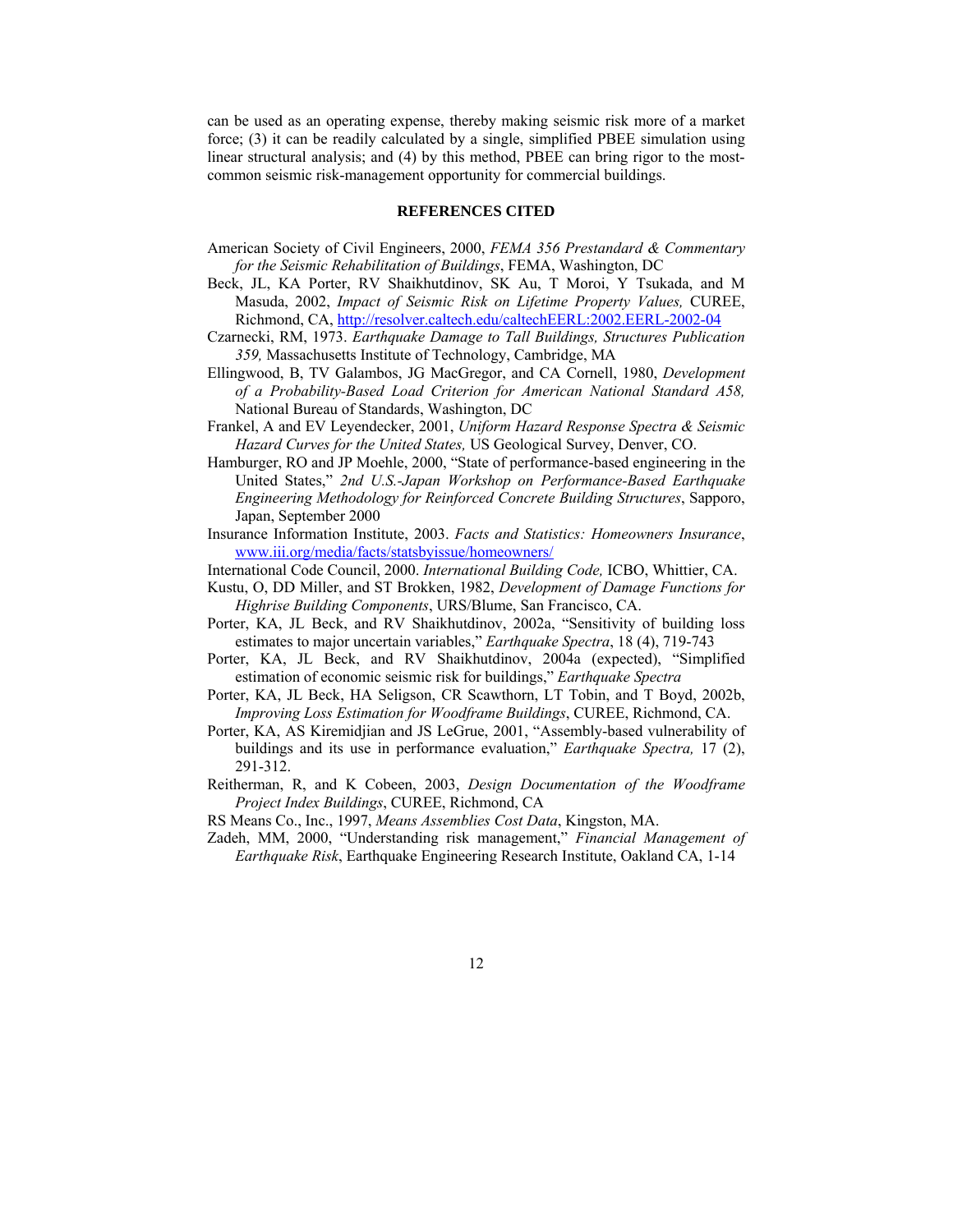can be used as an operating expense, thereby making seismic risk more of a market force; (3) it can be readily calculated by a single, simplified PBEE simulation using linear structural analysis; and (4) by this method, PBEE can bring rigor to the most-common seismic risk-management opportunity for commercial buildings.

## REFERENCES CITED

American Society of Civil Engineers, 2000, *FEMA 356 Prestandard & Commentary for the Seismic Rehabilitation of Buildings*, FEMA, Washington, DC

Beck, JL, KA Porter, RV Shaikhutdinov, SK Au, T Moroi, Y Tsukada, and M Masuda, 2002, *Impact of Seismic Risk on Lifetime Property Values,* CUREE, Richmond, CA, http://resolver.caltech.edu/caltechEERL:2002.EERL-2002-04

Czarnecki, RM, 1973. *Earthquake Damage to Tall Buildings, Structures Publication 359,* Massachusetts Institute of Technology, Cambridge, MA

Ellingwood, B, TV Galambos, JG MacGregor, and CA Cornell, 1980, *Development of a Probability-Based Load Criterion for American National Standard A58,* National Bureau of Standards, Washington, DC

Frankel, A and EV Leyendecker, 2001, *Uniform Hazard Response Spectra & Seismic Hazard Curves for the United States,* US Geological Survey, Denver, CO.

Hamburger, RO and JP Moehle, 2000, "State of performance-based engineering in the United States," *2nd U.S.-Japan Workshop on Performance-Based Earthquake Engineering Methodology for Reinforced Concrete Building Structures*, Sapporo, Japan, September 2000

Insurance Information Institute, 2003. *Facts and Statistics: Homeowners Insurance*, www.iii.org/media/facts/statsbyissue/homeowners/

International Code Council, 2000. *International Building Code,* ICBO, Whittier, CA.

Kustu, O, DD Miller, and ST Brokken, 1982, *Development of Damage Functions for Highrise Building Components*, URS/Blume, San Francisco, CA.

Porter, KA, JL Beck, and RV Shaikhutdinov, 2002a, "Sensitivity of building loss estimates to major uncertain variables," *Earthquake Spectra*, 18 (4), 719-743

Porter, KA, JL Beck, and RV Shaikhutdinov, 2004a (expected), "Simplified estimation of economic seismic risk for buildings," *Earthquake Spectra*

Porter, KA, JL Beck, HA Seligson, CR Scawthorn, LT Tobin, and T Boyd, 2002b, *Improving Loss Estimation for Woodframe Buildings*, CUREE, Richmond, CA.

Porter, KA, AS Kiremidjian and JS LeGrue, 2001, "Assembly-based vulnerability of buildings and its use in performance evaluation," *Earthquake Spectra,* 17 (2), 291-312.

Reitherman, R, and K Cobeen, 2003, *Design Documentation of the Woodframe Project Index Buildings*, CUREE, Richmond, CA

RS Means Co., Inc., 1997, *Means Assemblies Cost Data*, Kingston, MA.

Zadeh, MM, 2000, "Understanding risk management," *Financial Management of Earthquake Risk*, Earthquake Engineering Research Institute, Oakland CA, 1-14